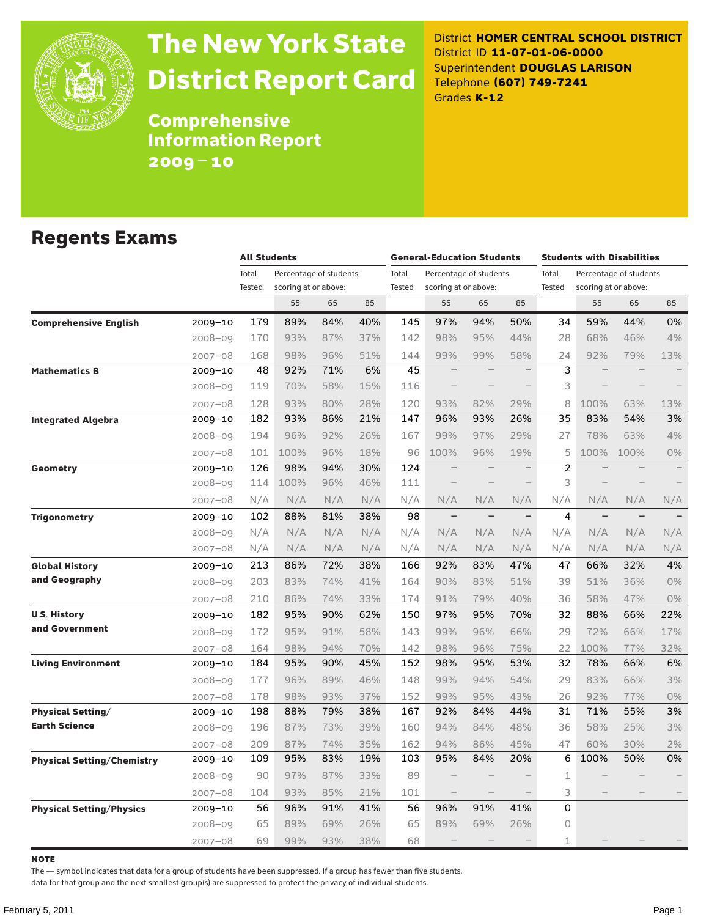# The New York State District Report Card

## Comprehensive Information Report 2009–10

District **HOMER CENTRAL SCHOOL DISTRICT**
District ID **11-07-01-06-0000**
Superintendent **DOUGLAS LARISON**
Telephone **(607) 749-7241**
Grades **K-12**

## Regents Exams

| | | All Students | | | | General-Education Students | | | | Students with Disabilities | | | |
|---|---|---|---|---|---|---|---|---|---|---|---|---|---|
| | | Total Tested | Percentage of students scoring at or above: | | | Total Tested | Percentage of students scoring at or above: | | | Total Tested | Percentage of students scoring at or above: | | |
| | | | 55 | 65 | 85 | | 55 | 65 | 85 | | 55 | 65 | 85 |
| **Comprehensive English** | 2009–10 | 179 | 89% | 84% | 40% | 145 | 97% | 94% | 50% | 34 | 59% | 44% | 0% |
| | 2008–09 | 170 | 93% | 87% | 37% | 142 | 98% | 95% | 44% | 28 | 68% | 46% | 4% |
| | 2007–08 | 168 | 98% | 96% | 51% | 144 | 99% | 99% | 58% | 24 | 92% | 79% | 13% |
| **Mathematics B** | 2009–10 | 48 | 92% | 71% | 6% | 45 | – | – | – | 3 | – | – | – |
| | 2008–09 | 119 | 70% | 58% | 15% | 116 | – | – | – | 3 | – | – | – |
| | 2007–08 | 128 | 93% | 80% | 28% | 120 | 93% | 82% | 29% | 8 | 100% | 63% | 13% |
| **Integrated Algebra** | 2009–10 | 182 | 93% | 86% | 21% | 147 | 96% | 93% | 26% | 35 | 83% | 54% | 3% |
| | 2008–09 | 194 | 96% | 92% | 26% | 167 | 99% | 97% | 29% | 27 | 78% | 63% | 4% |
| | 2007–08 | 101 | 100% | 96% | 18% | 96 | 100% | 96% | 19% | 5 | 100% | 100% | 0% |
| **Geometry** | 2009–10 | 126 | 98% | 94% | 30% | 124 | – | – | – | 2 | – | – | – |
| | 2008–09 | 114 | 100% | 96% | 46% | 111 | – | – | – | 3 | – | – | – |
| | 2007–08 | N/A | N/A | N/A | N/A | N/A | N/A | N/A | N/A | N/A | N/A | N/A | N/A |
| **Trigonometry** | 2009–10 | 102 | 88% | 81% | 38% | 98 | – | – | – | 4 | – | – | – |
| | 2008–09 | N/A | N/A | N/A | N/A | N/A | N/A | N/A | N/A | N/A | N/A | N/A | N/A |
| | 2007–08 | N/A | N/A | N/A | N/A | N/A | N/A | N/A | N/A | N/A | N/A | N/A | N/A |
| **Global History and Geography** | 2009–10 | 213 | 86% | 72% | 38% | 166 | 92% | 83% | 47% | 47 | 66% | 32% | 4% |
| | 2008–09 | 203 | 83% | 74% | 41% | 164 | 90% | 83% | 51% | 39 | 51% | 36% | 0% |
| | 2007–08 | 210 | 86% | 74% | 33% | 174 | 91% | 79% | 40% | 36 | 58% | 47% | 0% |
| **U.S. History and Government** | 2009–10 | 182 | 95% | 90% | 62% | 150 | 97% | 95% | 70% | 32 | 88% | 66% | 22% |
| | 2008–09 | 172 | 95% | 91% | 58% | 143 | 99% | 96% | 66% | 29 | 72% | 66% | 17% |
| | 2007–08 | 164 | 98% | 94% | 70% | 142 | 98% | 96% | 75% | 22 | 100% | 77% | 32% |
| **Living Environment** | 2009–10 | 184 | 95% | 90% | 45% | 152 | 98% | 95% | 53% | 32 | 78% | 66% | 6% |
| | 2008–09 | 177 | 96% | 89% | 46% | 148 | 99% | 94% | 54% | 29 | 83% | 66% | 3% |
| | 2007–08 | 178 | 98% | 93% | 37% | 152 | 99% | 95% | 43% | 26 | 92% | 77% | 0% |
| **Physical Setting/ Earth Science** | 2009–10 | 198 | 88% | 79% | 38% | 167 | 92% | 84% | 44% | 31 | 71% | 55% | 3% |
| | 2008–09 | 196 | 87% | 73% | 39% | 160 | 94% | 84% | 48% | 36 | 58% | 25% | 3% |
| | 2007–08 | 209 | 87% | 74% | 35% | 162 | 94% | 86% | 45% | 47 | 60% | 30% | 2% |
| **Physical Setting/Chemistry** | 2009–10 | 109 | 95% | 83% | 19% | 103 | 95% | 84% | 20% | 6 | 100% | 50% | 0% |
| | 2008–09 | 90 | 97% | 87% | 33% | 89 | – | – | – | 1 | – | – | – |
| | 2007–08 | 104 | 93% | 85% | 21% | 101 | – | – | – | 3 | – | – | – |
| **Physical Setting/Physics** | 2009–10 | 56 | 96% | 91% | 41% | 56 | 96% | 91% | 41% | 0 | | | |
| | 2008–09 | 65 | 89% | 69% | 26% | 65 | 89% | 69% | 26% | 0 | | | |
| | 2007–08 | 69 | 99% | 93% | 38% | 68 | – | – | – | 1 | – | – | – |

**NOTE**

The — symbol indicates that data for a group of students have been suppressed. If a group has fewer than five students, data for that group and the next smallest group(s) are suppressed to protect the privacy of individual students.

February 5, 2011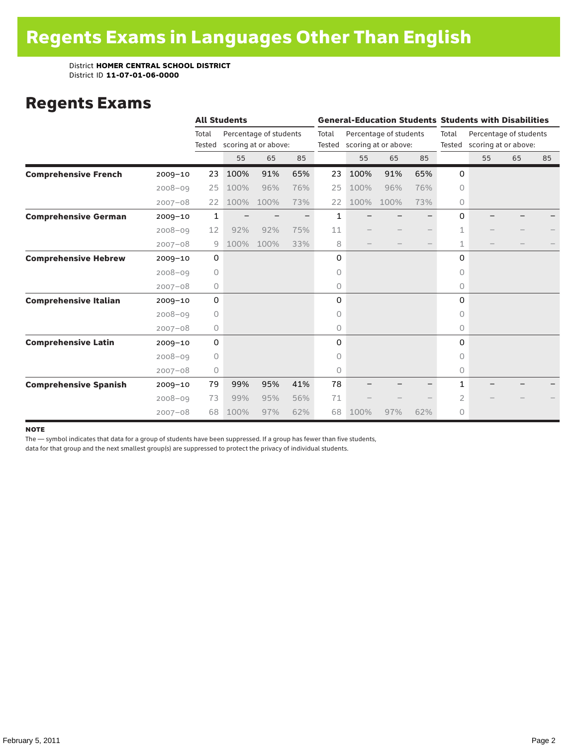// Regents Exams in Languages Other Than English

District **HOMER CENTRAL SCHOOL DISTRICT**
District ID **11-07-01-06-0000**

## Regents Exams

| | | All Students | | | | General-Education Students | | | | Students with Disabilities | | | |
|---|---|---|---|---|---|---|---|---|---|---|---|---|---|
| | | Total Tested | Percentage of students scoring at or above: | | | Total Tested | Percentage of students scoring at or above: | | | Total Tested | Percentage of students scoring at or above: | | |
| | | | 55 | 65 | 85 | | 55 | 65 | 85 | | 55 | 65 | 85 |
| **Comprehensive French** | 2009–10 | 23 | 100% | 91% | 65% | 23 | 100% | 91% | 65% | 0 | | | |
| | 2008–09 | 25 | 100% | 96% | 76% | 25 | 100% | 96% | 76% | 0 | | | |
| | 2007–08 | 22 | 100% | 100% | 73% | 22 | 100% | 100% | 73% | 0 | | | |
| **Comprehensive German** | 2009–10 | 1 | – | – | – | 1 | – | – | – | 0 | – | – | – |
| | 2008–09 | 12 | 92% | 92% | 75% | 11 | – | – | – | 1 | – | – | – |
| | 2007–08 | 9 | 100% | 100% | 33% | 8 | – | – | – | 1 | – | – | – |
| **Comprehensive Hebrew** | 2009–10 | 0 | | | | 0 | | | | 0 | | | |
| | 2008–09 | 0 | | | | 0 | | | | 0 | | | |
| | 2007–08 | 0 | | | | 0 | | | | 0 | | | |
| **Comprehensive Italian** | 2009–10 | 0 | | | | 0 | | | | 0 | | | |
| | 2008–09 | 0 | | | | 0 | | | | 0 | | | |
| | 2007–08 | 0 | | | | 0 | | | | 0 | | | |
| **Comprehensive Latin** | 2009–10 | 0 | | | | 0 | | | | 0 | | | |
| | 2008–09 | 0 | | | | 0 | | | | 0 | | | |
| | 2007–08 | 0 | | | | 0 | | | | 0 | | | |
| **Comprehensive Spanish** | 2009–10 | 79 | 99% | 95% | 41% | 78 | – | – | – | 1 | – | – | – |
| | 2008–09 | 73 | 99% | 95% | 56% | 71 | – | – | – | 2 | – | – | – |
| | 2007–08 | 68 | 100% | 97% | 62% | 68 | 100% | 97% | 62% | 0 | | | |

**NOTE**

The — symbol indicates that data for a group of students have been suppressed. If a group has fewer than five students, data for that group and the next smallest group(s) are suppressed to protect the privacy of individual students.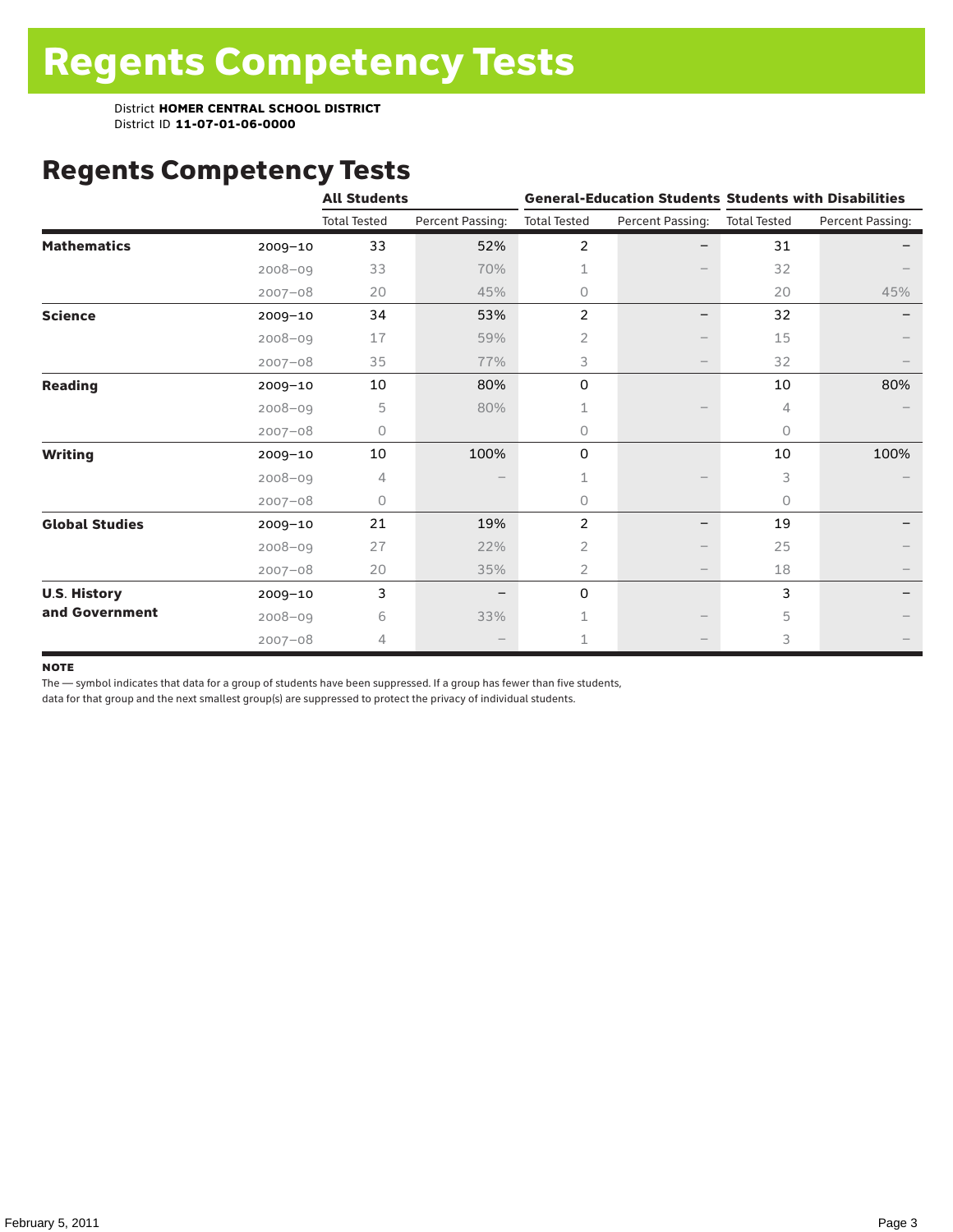# Regents Competency Tests

District **HOMER CENTRAL SCHOOL DISTRICT**
District ID **11-07-01-06-0000**

## Regents Competency Tests

| | | All Students | | General-Education Students | | Students with Disabilities | |
|---|---|---|---|---|---|---|---|
| | | Total Tested | Percent Passing: | Total Tested | Percent Passing: | Total Tested | Percent Passing: |
| **Mathematics** | 2009–10 | 33 | 52% | 2 | – | 31 | – |
| | 2008–09 | 33 | 70% | 1 | – | 32 | – |
| | 2007–08 | 20 | 45% | 0 | | 20 | 45% |
| **Science** | 2009–10 | 34 | 53% | 2 | – | 32 | – |
| | 2008–09 | 17 | 59% | 2 | – | 15 | – |
| | 2007–08 | 35 | 77% | 3 | – | 32 | – |
| **Reading** | 2009–10 | 10 | 80% | 0 | | 10 | 80% |
| | 2008–09 | 5 | 80% | 1 | – | 4 | – |
| | 2007–08 | 0 | | 0 | | 0 | |
| **Writing** | 2009–10 | 10 | 100% | 0 | | 10 | 100% |
| | 2008–09 | 4 | – | 1 | – | 3 | – |
| | 2007–08 | 0 | | 0 | | 0 | |
| **Global Studies** | 2009–10 | 21 | 19% | 2 | – | 19 | – |
| | 2008–09 | 27 | 22% | 2 | – | 25 | – |
| | 2007–08 | 20 | 35% | 2 | – | 18 | – |
| **U.S. History and Government** | 2009–10 | 3 | – | 0 | | 3 | – |
| | 2008–09 | 6 | 33% | 1 | – | 5 | – |
| | 2007–08 | 4 | – | 1 | – | 3 | – |

**NOTE**

The — symbol indicates that data for a group of students have been suppressed. If a group has fewer than five students, data for that group and the next smallest group(s) are suppressed to protect the privacy of individual students.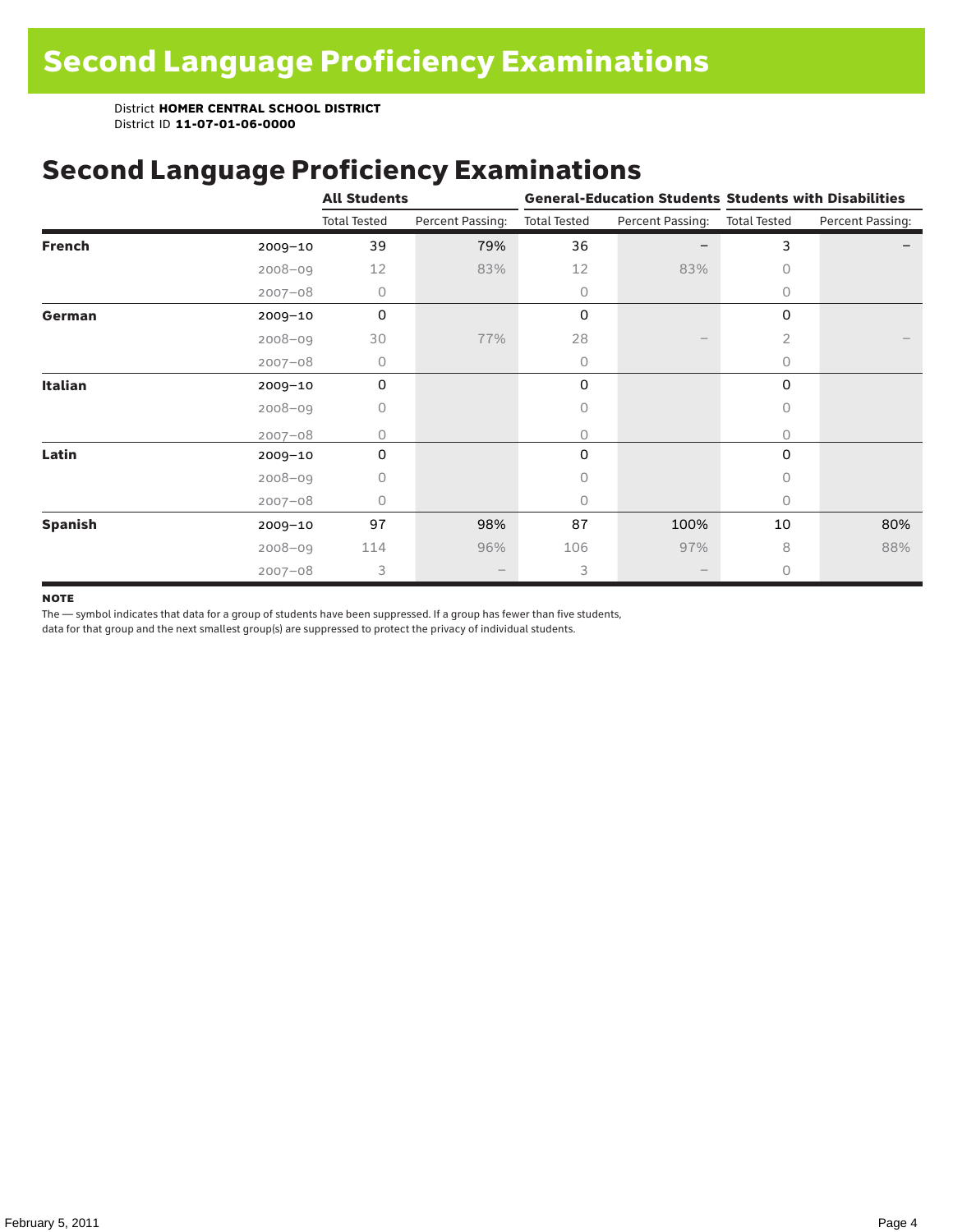# Second Language Proficiency Examinations

District **HOMER CENTRAL SCHOOL DISTRICT**
District ID **11-07-01-06-0000**

## Second Language Proficiency Examinations

| | | All Students | | General-Education Students | | Students with Disabilities | |
|---|---|---|---|---|---|---|---|
| | | Total Tested | Percent Passing: | Total Tested | Percent Passing: | Total Tested | Percent Passing: |
| **French** | 2009–10 | 39 | 79% | 36 | – | 3 | – |
| | 2008–09 | 12 | 83% | 12 | 83% | 0 | |
| | 2007–08 | 0 | | 0 | | 0 | |
| **German** | 2009–10 | 0 | | 0 | | 0 | |
| | 2008–09 | 30 | 77% | 28 | – | 2 | – |
| | 2007–08 | 0 | | 0 | | 0 | |
| **Italian** | 2009–10 | 0 | | 0 | | 0 | |
| | 2008–09 | 0 | | 0 | | 0 | |
| | 2007–08 | 0 | | 0 | | 0 | |
| **Latin** | 2009–10 | 0 | | 0 | | 0 | |
| | 2008–09 | 0 | | 0 | | 0 | |
| | 2007–08 | 0 | | 0 | | 0 | |
| **Spanish** | 2009–10 | 97 | 98% | 87 | 100% | 10 | 80% |
| | 2008–09 | 114 | 96% | 106 | 97% | 8 | 88% |
| | 2007–08 | 3 | – | 3 | – | 0 | |

**NOTE**

The — symbol indicates that data for a group of students have been suppressed. If a group has fewer than five students, data for that group and the next smallest group(s) are suppressed to protect the privacy of individual students.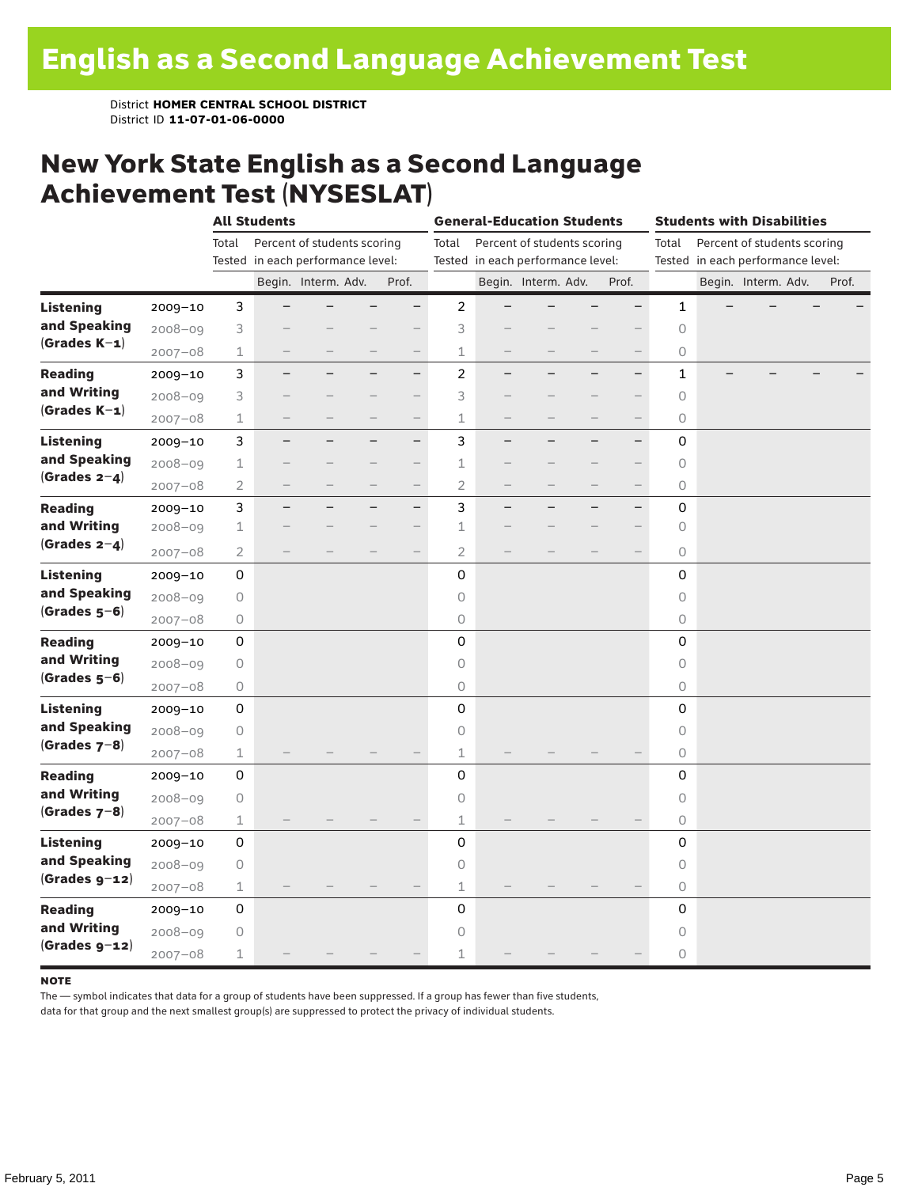# English as a Second Language Achievement Test

District **HOMER CENTRAL SCHOOL DISTRICT**
District ID **11-07-01-06-0000**

## New York State English as a Second Language Achievement Test (NYSESLAT)

| | | All Students | | | | | General-Education Students | | | | | Students with Disabilities | | | | |
|---|---|---|---|---|---|---|---|---|---|---|---|---|---|---|---|---|
| | | Total Tested | Percent of students scoring in each performance level: | | | | Total Tested | Percent of students scoring in each performance level: | | | | Total Tested | Percent of students scoring in each performance level: | | | |
| | | | Begin. | Interm. | Adv. | Prof. | | Begin. | Interm. | Adv. | Prof. | | Begin. | Interm. | Adv. | Prof. |
| **Listening and Speaking (Grades K–1)** | 2009–10 | 3 | – | – | – | – | 2 | – | – | – | – | 1 | – | – | – | – |
| | 2008–09 | 3 | – | – | – | – | 3 | – | – | – | – | 0 | | | | |
| | 2007–08 | 1 | – | – | – | – | 1 | – | – | – | – | 0 | | | | |
| **Reading and Writing (Grades K–1)** | 2009–10 | 3 | – | – | – | – | 2 | – | – | – | – | 1 | – | – | – | – |
| | 2008–09 | 3 | – | – | – | – | 3 | – | – | – | – | 0 | | | | |
| | 2007–08 | 1 | – | – | – | – | 1 | – | – | – | – | 0 | | | | |
| **Listening and Speaking (Grades 2–4)** | 2009–10 | 3 | – | – | – | – | 3 | – | – | – | – | 0 | | | | |
| | 2008–09 | 1 | – | – | – | – | 1 | – | – | – | – | 0 | | | | |
| | 2007–08 | 2 | – | – | – | – | 2 | – | – | – | – | 0 | | | | |
| **Reading and Writing (Grades 2–4)** | 2009–10 | 3 | – | – | – | – | 3 | – | – | – | – | 0 | | | | |
| | 2008–09 | 1 | – | – | – | – | 1 | – | – | – | – | 0 | | | | |
| | 2007–08 | 2 | – | – | – | – | 2 | – | – | – | – | 0 | | | | |
| **Listening and Speaking (Grades 5–6)** | 2009–10 | 0 | | | | | 0 | | | | | 0 | | | | |
| | 2008–09 | 0 | | | | | 0 | | | | | 0 | | | | |
| | 2007–08 | 0 | | | | | 0 | | | | | 0 | | | | |
| **Reading and Writing (Grades 5–6)** | 2009–10 | 0 | | | | | 0 | | | | | 0 | | | | |
| | 2008–09 | 0 | | | | | 0 | | | | | 0 | | | | |
| | 2007–08 | 0 | | | | | 0 | | | | | 0 | | | | |
| **Listening and Speaking (Grades 7–8)** | 2009–10 | 0 | | | | | 0 | | | | | 0 | | | | |
| | 2008–09 | 0 | | | | | 0 | | | | | 0 | | | | |
| | 2007–08 | 1 | – | – | – | – | 1 | – | – | – | – | 0 | | | | |
| **Reading and Writing (Grades 7–8)** | 2009–10 | 0 | | | | | 0 | | | | | 0 | | | | |
| | 2008–09 | 0 | | | | | 0 | | | | | 0 | | | | |
| | 2007–08 | 1 | – | – | – | – | 1 | – | – | – | – | 0 | | | | |
| **Listening and Speaking (Grades 9–12)** | 2009–10 | 0 | | | | | 0 | | | | | 0 | | | | |
| | 2008–09 | 0 | | | | | 0 | | | | | 0 | | | | |
| | 2007–08 | 1 | – | – | – | – | 1 | – | – | – | – | 0 | | | | |
| **Reading and Writing (Grades 9–12)** | 2009–10 | 0 | | | | | 0 | | | | | 0 | | | | |
| | 2008–09 | 0 | | | | | 0 | | | | | 0 | | | | |
| | 2007–08 | 1 | – | – | – | – | 1 | – | – | – | – | 0 | | | | |

**NOTE**

The — symbol indicates that data for a group of students have been suppressed. If a group has fewer than five students, data for that group and the next smallest group(s) are suppressed to protect the privacy of individual students.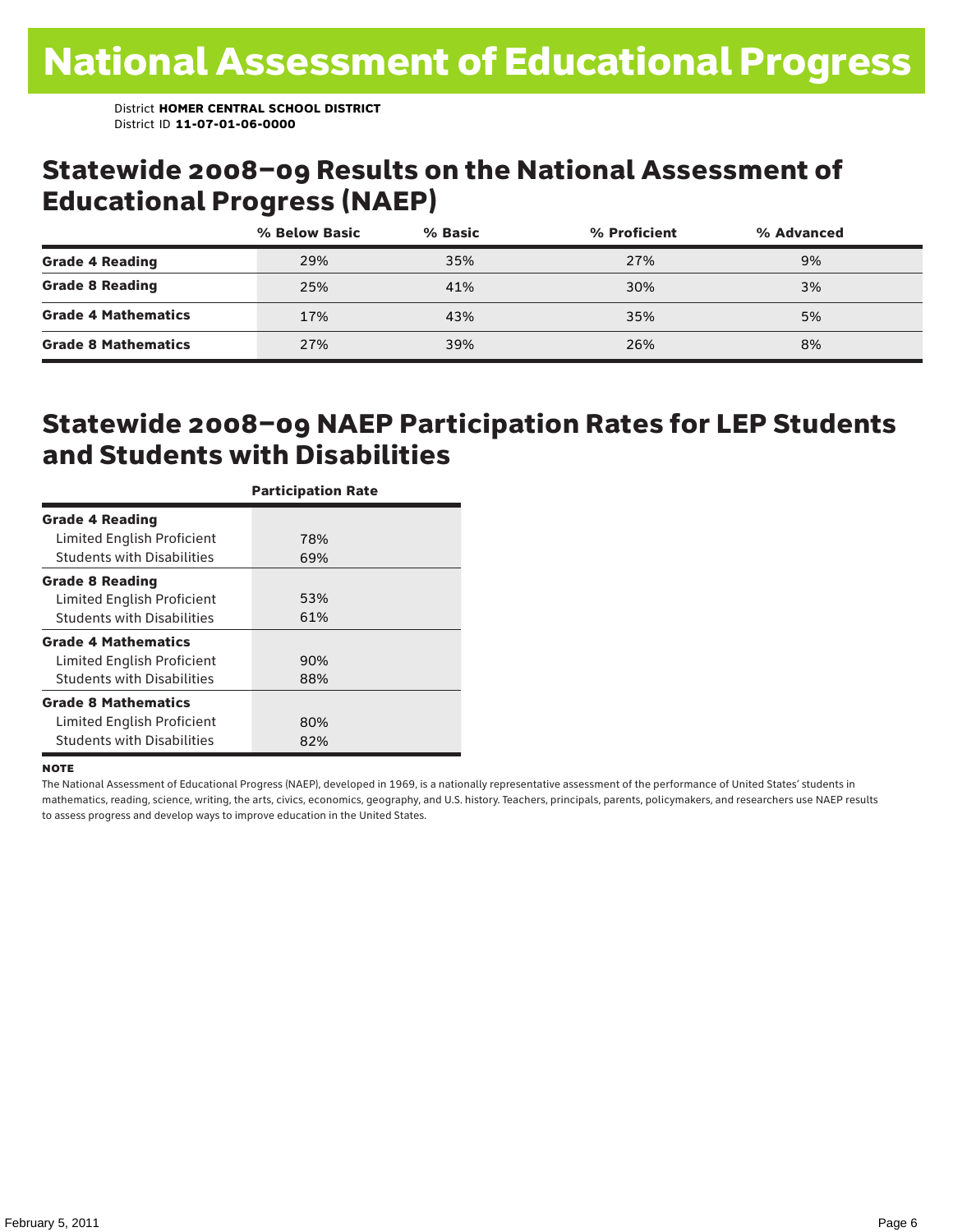# National Assessment of Educational Progress

District **HOMER CENTRAL SCHOOL DISTRICT**
District ID **11-07-01-06-0000**

## Statewide 2008–09 Results on the National Assessment of Educational Progress (NAEP)

| | % Below Basic | % Basic | % Proficient | % Advanced |
|---|---|---|---|---|
| **Grade 4 Reading** | 29% | 35% | 27% | 9% |
| **Grade 8 Reading** | 25% | 41% | 30% | 3% |
| **Grade 4 Mathematics** | 17% | 43% | 35% | 5% |
| **Grade 8 Mathematics** | 27% | 39% | 26% | 8% |

## Statewide 2008–09 NAEP Participation Rates for LEP Students and Students with Disabilities

| | Participation Rate |
|---|---|
| **Grade 4 Reading** | |
| Limited English Proficient | 78% |
| Students with Disabilities | 69% |
| **Grade 8 Reading** | |
| Limited English Proficient | 53% |
| Students with Disabilities | 61% |
| **Grade 4 Mathematics** | |
| Limited English Proficient | 90% |
| Students with Disabilities | 88% |
| **Grade 8 Mathematics** | |
| Limited English Proficient | 80% |
| Students with Disabilities | 82% |

**NOTE**

The National Assessment of Educational Progress (NAEP), developed in 1969, is a nationally representative assessment of the performance of United States' students in mathematics, reading, science, writing, the arts, civics, economics, geography, and U.S. history. Teachers, principals, parents, policymakers, and researchers use NAEP results to assess progress and develop ways to improve education in the United States.

February 5, 2011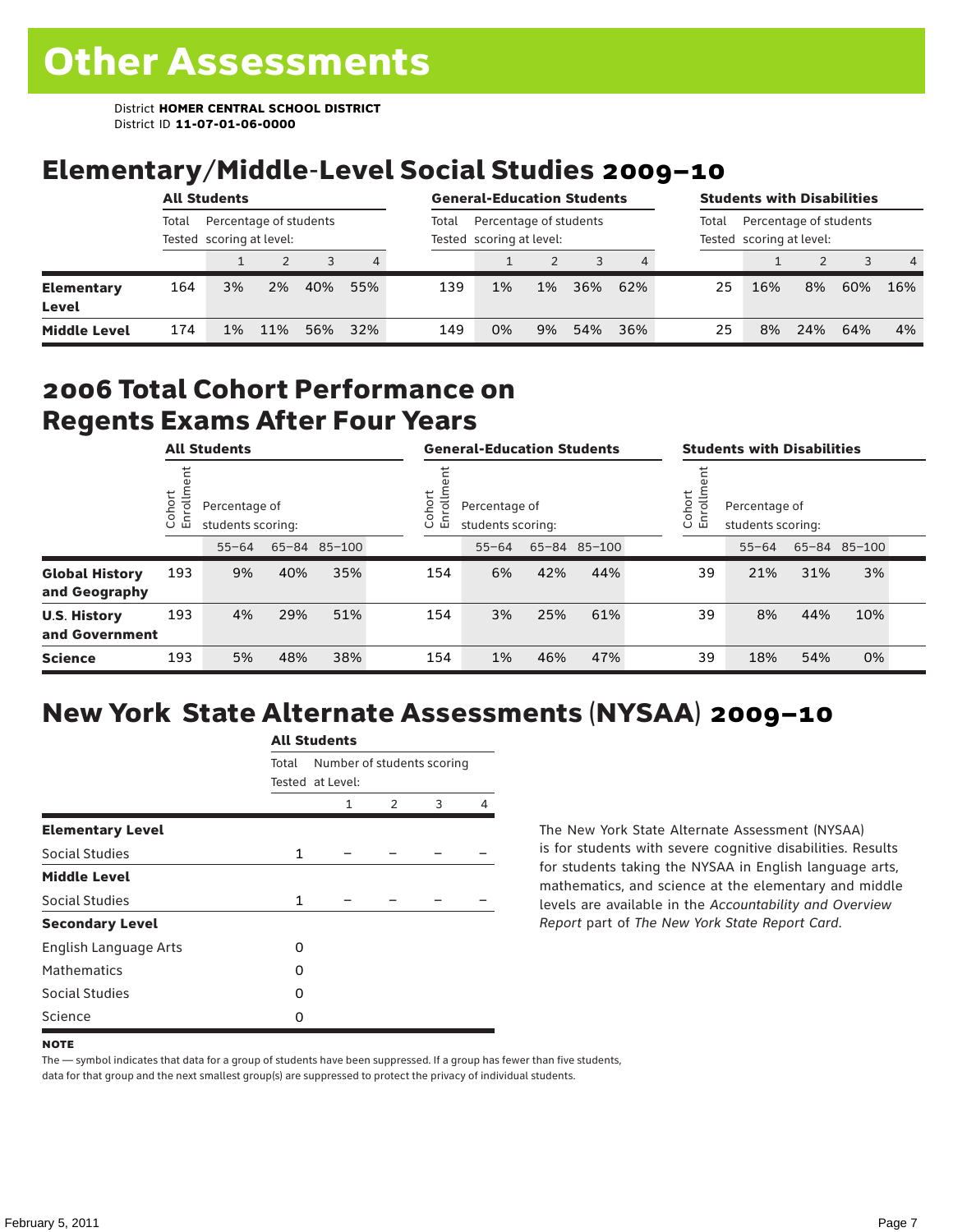# Other Assessments

District **HOMER CENTRAL SCHOOL DISTRICT**
District ID **11-07-01-06-0000**

## Elementary/Middle-Level Social Studies 2009–10

| | All Students | | | | | General-Education Students | | | | | Students with Disabilities | | | | |
|---|---|---|---|---|---|---|---|---|---|---|---|---|---|---|---|
| | Total Tested | Percentage of students scoring at level: | | | | Total Tested | Percentage of students scoring at level: | | | | Total Tested | Percentage of students scoring at level: | | | |
| | | 1 | 2 | 3 | 4 | | 1 | 2 | 3 | 4 | | 1 | 2 | 3 | 4 |
| **Elementary Level** | 164 | 3% | 2% | 40% | 55% | 139 | 1% | 1% | 36% | 62% | 25 | 16% | 8% | 60% | 16% |
| **Middle Level** | 174 | 1% | 11% | 56% | 32% | 149 | 0% | 9% | 54% | 36% | 25 | 8% | 24% | 64% | 4% |

## 2006 Total Cohort Performance on Regents Exams After Four Years

| | All Students | | | | General-Education Students | | | | Students with Disabilities | | | |
|---|---|---|---|---|---|---|---|---|---|---|---|---|
| | Cohort Enrollment | Percentage of students scoring: | | | Cohort Enrollment | Percentage of students scoring: | | | Cohort Enrollment | Percentage of students scoring: | | |
| | | 55–64 | 65–84 | 85–100 | | 55–64 | 65–84 | 85–100 | | 55–64 | 65–84 | 85–100 |
| **Global History and Geography** | 193 | 9% | 40% | 35% | 154 | 6% | 42% | 44% | 39 | 21% | 31% | 3% |
| **U.S. History and Government** | 193 | 4% | 29% | 51% | 154 | 3% | 25% | 61% | 39 | 8% | 44% | 10% |
| **Science** | 193 | 5% | 48% | 38% | 154 | 1% | 46% | 47% | 39 | 18% | 54% | 0% |

## New York State Alternate Assessments (NYSAA) 2009–10

| | All Students | | | | |
|---|---|---|---|---|---|
| | Total Tested | Number of students scoring at Level: | | | |
| | | 1 | 2 | 3 | 4 |
| **Elementary Level** | | | | | |
| Social Studies | 1 | – | – | – | – |
| **Middle Level** | | | | | |
| Social Studies | 1 | – | – | – | – |
| **Secondary Level** | | | | | |
| English Language Arts | 0 | | | | |
| Mathematics | 0 | | | | |
| Social Studies | 0 | | | | |
| Science | 0 | | | | |

The New York State Alternate Assessment (NYSAA) is for students with severe cognitive disabilities. Results for students taking the NYSAA in English language arts, mathematics, and science at the elementary and middle levels are available in the *Accountability and Overview Report* part of *The New York State Report Card*.

**NOTE**

The — symbol indicates that data for a group of students have been suppressed. If a group has fewer than five students, data for that group and the next smallest group(s) are suppressed to protect the privacy of individual students.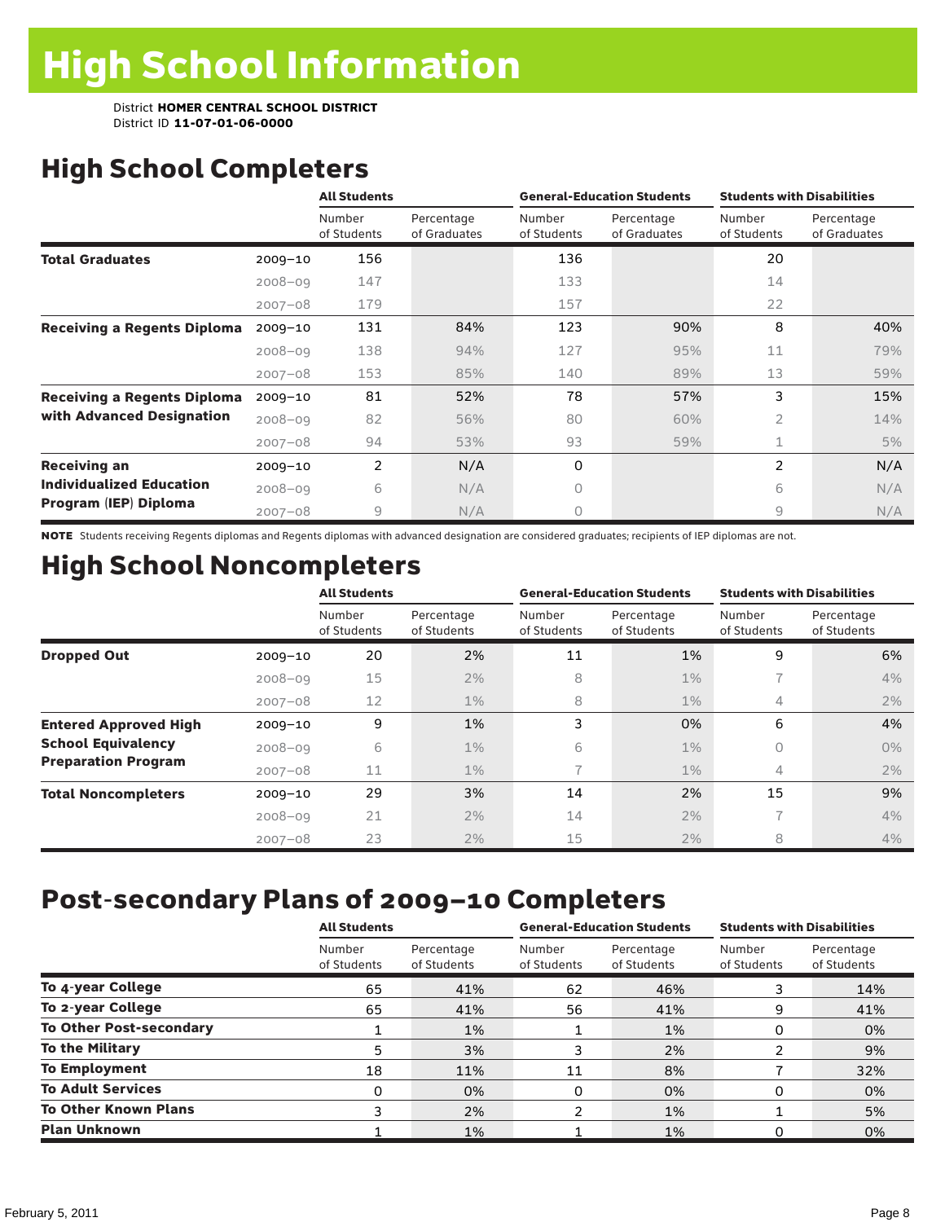# High School Information

District **HOMER CENTRAL SCHOOL DISTRICT**
District ID **11-07-01-06-0000**

## High School Completers

| | | All Students | | General-Education Students | | Students with Disabilities | |
|---|---|---|---|---|---|---|---|
| | | Number of Students | Percentage of Graduates | Number of Students | Percentage of Graduates | Number of Students | Percentage of Graduates |
| **Total Graduates** | 2009–10 | 156 | | 136 | | 20 | |
| | 2008–09 | 147 | | 133 | | 14 | |
| | 2007–08 | 179 | | 157 | | 22 | |
| **Receiving a Regents Diploma** | 2009–10 | 131 | 84% | 123 | 90% | 8 | 40% |
| | 2008–09 | 138 | 94% | 127 | 95% | 11 | 79% |
| | 2007–08 | 153 | 85% | 140 | 89% | 13 | 59% |
| **Receiving a Regents Diploma with Advanced Designation** | 2009–10 | 81 | 52% | 78 | 57% | 3 | 15% |
| | 2008–09 | 82 | 56% | 80 | 60% | 2 | 14% |
| | 2007–08 | 94 | 53% | 93 | 59% | 1 | 5% |
| **Receiving an Individualized Education Program (IEP) Diploma** | 2009–10 | 2 | N/A | 0 | | 2 | N/A |
| | 2008–09 | 6 | N/A | 0 | | 6 | N/A |
| | 2007–08 | 9 | N/A | 0 | | 9 | N/A |

**NOTE** Students receiving Regents diplomas and Regents diplomas with advanced designation are considered graduates; recipients of IEP diplomas are not.

## High School Noncompleters

| | | All Students | | General-Education Students | | Students with Disabilities | |
|---|---|---|---|---|---|---|---|
| | | Number of Students | Percentage of Students | Number of Students | Percentage of Students | Number of Students | Percentage of Students |
| **Dropped Out** | 2009–10 | 20 | 2% | 11 | 1% | 9 | 6% |
| | 2008–09 | 15 | 2% | 8 | 1% | 7 | 4% |
| | 2007–08 | 12 | 1% | 8 | 1% | 4 | 2% |
| **Entered Approved High School Equivalency Preparation Program** | 2009–10 | 9 | 1% | 3 | 0% | 6 | 4% |
| | 2008–09 | 6 | 1% | 6 | 1% | 0 | 0% |
| | 2007–08 | 11 | 1% | 7 | 1% | 4 | 2% |
| **Total Noncompleters** | 2009–10 | 29 | 3% | 14 | 2% | 15 | 9% |
| | 2008–09 | 21 | 2% | 14 | 2% | 7 | 4% |
| | 2007–08 | 23 | 2% | 15 | 2% | 8 | 4% |

## Post-secondary Plans of 2009–10 Completers

| | All Students | | General-Education Students | | Students with Disabilities | |
|---|---|---|---|---|---|---|
| | Number of Students | Percentage of Students | Number of Students | Percentage of Students | Number of Students | Percentage of Students |
| **To 4-year College** | 65 | 41% | 62 | 46% | 3 | 14% |
| **To 2-year College** | 65 | 41% | 56 | 41% | 9 | 41% |
| **To Other Post-secondary** | 1 | 1% | 1 | 1% | 0 | 0% |
| **To the Military** | 5 | 3% | 3 | 2% | 2 | 9% |
| **To Employment** | 18 | 11% | 11 | 8% | 7 | 32% |
| **To Adult Services** | 0 | 0% | 0 | 0% | 0 | 0% |
| **To Other Known Plans** | 3 | 2% | 2 | 1% | 1 | 5% |
| **Plan Unknown** | 1 | 1% | 1 | 1% | 0 | 0% |

February 5, 2011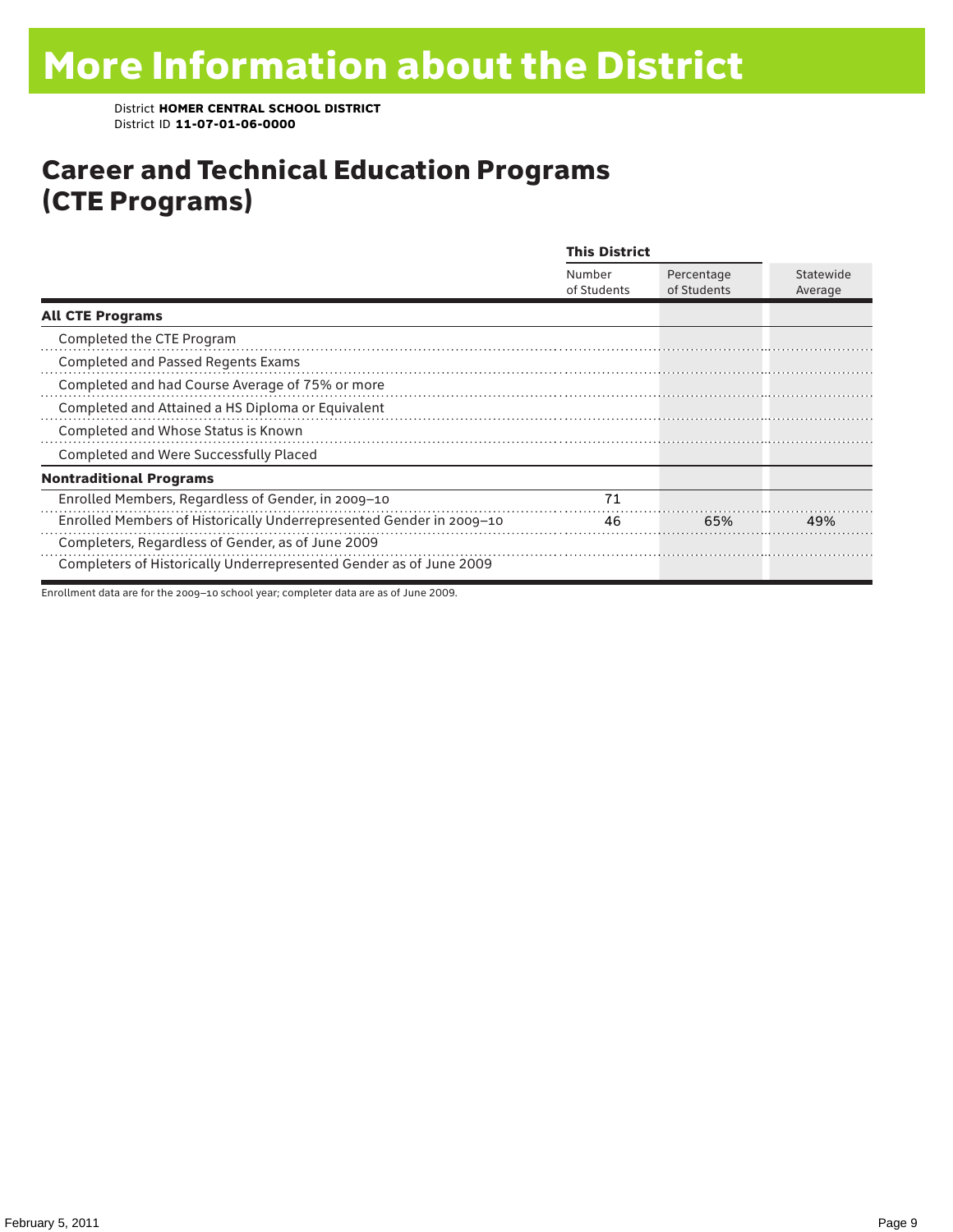# More Information about the District

District **HOMER CENTRAL SCHOOL DISTRICT**
District ID **11-07-01-06-0000**

## Career and Technical Education Programs (CTE Programs)

| | This District | | |
|---|---|---|---|
| | Number of Students | Percentage of Students | Statewide Average |
| **All CTE Programs** | | | |
| Completed the CTE Program | | | |
| Completed and Passed Regents Exams | | | |
| Completed and had Course Average of 75% or more | | | |
| Completed and Attained a HS Diploma or Equivalent | | | |
| Completed and Whose Status is Known | | | |
| Completed and Were Successfully Placed | | | |
| **Nontraditional Programs** | | | |
| Enrolled Members, Regardless of Gender, in 2009–10 | 71 | | |
| Enrolled Members of Historically Underrepresented Gender in 2009–10 | 46 | 65% | 49% |
| Completers, Regardless of Gender, as of June 2009 | | | |
| Completers of Historically Underrepresented Gender as of June 2009 | | | |

Enrollment data are for the 2009–10 school year; completer data are as of June 2009.